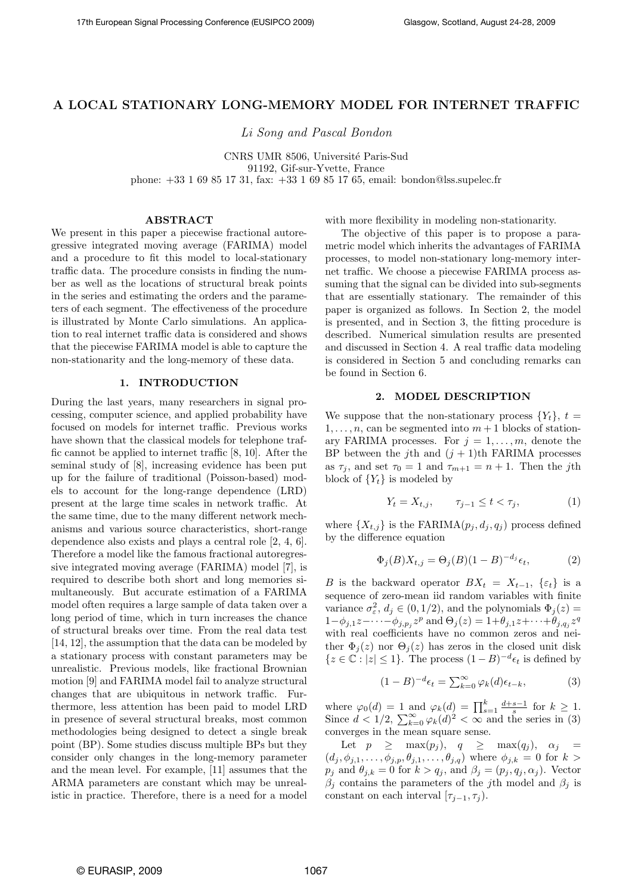# A LOCAL STATIONARY LONG-MEMORY MODEL FOR INTERNET TRAFFIC

*Li Song and Pascal Bondon*

CNRS UMR 8506, Université Paris-Sud
91192, Gif-sur-Yvette, France
phone: +33 1 69 85 17 31, fax: +33 1 69 85 17 65, email: bondon@lss.supelec.fr

## ABSTRACT

We present in this paper a piecewise fractional autoregressive integrated moving average (FARIMA) model and a procedure to fit this model to local-stationary traffic data. The procedure consists in finding the number as well as the locations of structural break points in the series and estimating the orders and the parameters of each segment. The effectiveness of the procedure is illustrated by Monte Carlo simulations. An application to real internet traffic data is considered and shows that the piecewise FARIMA model is able to capture the non-stationarity and the long-memory of these data.

## 1. INTRODUCTION

During the last years, many researchers in signal processing, computer science, and applied probability have focused on models for internet traffic. Previous works have shown that the classical models for telephone traffic cannot be applied to internet traffic [8, 10]. After the seminal study of [8], increasing evidence has been put up for the failure of traditional (Poisson-based) models to account for the long-range dependence (LRD) present at the large time scales in network traffic. At the same time, due to the many different network mechanisms and various source characteristics, short-range dependence also exists and plays a central role [2, 4, 6]. Therefore a model like the famous fractional autoregressive integrated moving average (FARIMA) model [7], is required to describe both short and long memories simultaneously. But accurate estimation of a FARIMA model often requires a large sample of data taken over a long period of time, which in turn increases the chance of structural breaks over time. From the real data test [14, 12], the assumption that the data can be modeled by a stationary process with constant parameters may be unrealistic. Previous models, like fractional Brownian motion [9] and FARIMA model fail to analyze structural changes that are ubiquitous in network traffic. Furthermore, less attention has been paid to model LRD in presence of several structural breaks, most common methodologies being designed to detect a single break point (BP). Some studies discuss multiple BPs but they consider only changes in the long-memory parameter and the mean level. For example, [11] assumes that the ARMA parameters are constant which may be unrealistic in practice. Therefore, there is a need for a model with more flexibility in modeling non-stationarity.

The objective of this paper is to propose a parametric model which inherits the advantages of FARIMA processes, to model non-stationary long-memory internet traffic. We choose a piecewise FARIMA process assuming that the signal can be divided into sub-segments that are essentially stationary. The remainder of this paper is organized as follows. In Section 2, the model is presented, and in Section 3, the fitting procedure is described. Numerical simulation results are presented and discussed in Section 4. A real traffic data modeling is considered in Section 5 and concluding remarks can be found in Section 6.

## 2. MODEL DESCRIPTION

We suppose that the non-stationary process $\{Y_t\}$, $t = 1, \ldots, n$, can be segmented into $m+1$ blocks of stationary FARIMA processes. For $j = 1, \ldots, m$, denote the BP between the $j$th and $(j+1)$th FARIMA processes as $\tau_j$, and set $\tau_0 = 1$ and $\tau_{m+1} = n+1$. Then the $j$th block of $\{Y_t\}$ is modeled by

$$Y_t = X_{t,j}, \qquad \tau_{j-1} \le t < \tau_j, \tag{1}$$

where $\{X_{t,j}\}$ is the FARIMA$(p_j, d_j, q_j)$ process defined by the difference equation

$$\Phi_j(B) X_{t,j} = \Theta_j(B)(1-B)^{-d_j}\epsilon_t, \tag{2}$$

$B$ is the backward operator $BX_t = X_{t-1}$, $\{\varepsilon_t\}$ is a sequence of zero-mean iid random variables with finite variance $\sigma_\varepsilon^2$, $d_j \in (0, 1/2)$, and the polynomials $\Phi_j(z) = 1 - \phi_{j,1}z - \cdots - \phi_{j,p_j}z^p$ and $\Theta_j(z) = 1 + \theta_{j,1}z + \cdots + \theta_{j,q_j}z^q$ with real coefficients have no common zeros and neither $\Phi_j(z)$ nor $\Theta_j(z)$ has zeros in the closed unit disk $\{z \in \mathbb{C} : |z| \le 1\}$. The process $(1-B)^{-d}\epsilon_t$ is defined by

$$(1-B)^{-d}\epsilon_t = \textstyle\sum_{k=0}^{\infty} \varphi_k(d)\epsilon_{t-k}, \tag{3}$$

where $\varphi_0(d) = 1$ and $\varphi_k(d) = \prod_{s=1}^{k} \frac{d+s-1}{s}$ for $k \ge 1$. Since $d < 1/2$, $\sum_{k=0}^{\infty} \varphi_k(d)^2 < \infty$ and the series in (3) converges in the mean square sense.

Let $p \ge \max(p_j)$, $q \ge \max(q_j)$, $\alpha_j = (d_j, \phi_{j,1}, \ldots, \phi_{j,p}, \theta_{j,1}, \ldots, \theta_{j,q})$ where $\phi_{j,k} = 0$ for $k > p_j$ and $\theta_{j,k} = 0$ for $k > q_j$, and $\beta_j = (p_j, q_j, \alpha_j)$. Vector $\beta_j$ contains the parameters of the $j$th model and $\beta_j$ is constant on each interval $[\tau_{j-1}, \tau_j)$.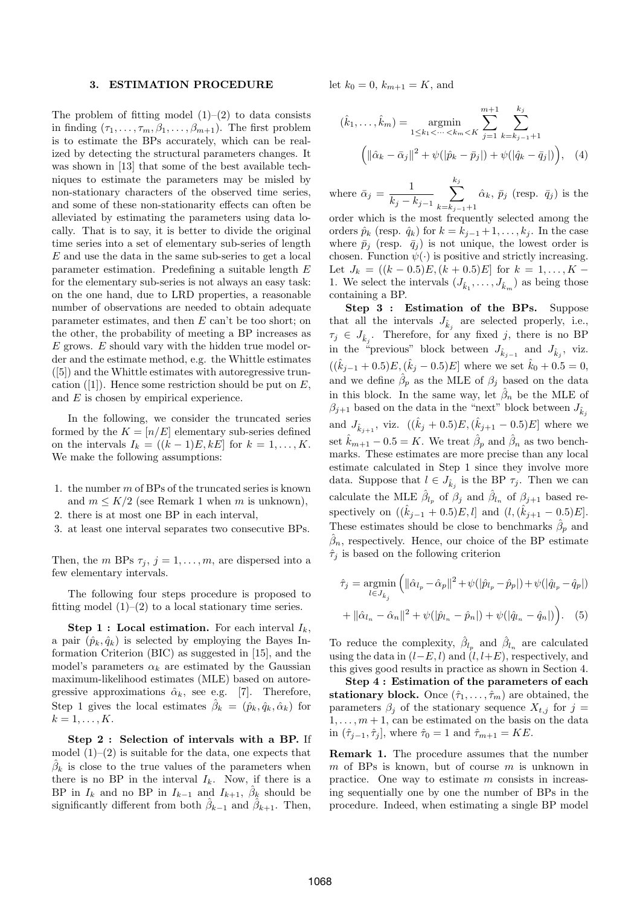## 3. ESTIMATION PROCEDURE

The problem of fitting model (1)–(2) to data consists in finding $(\tau_1, \ldots, \tau_m, \beta_1, \ldots, \beta_{m+1})$. The first problem is to estimate the BPs accurately, which can be realized by detecting the structural parameters changes. It was shown in [13] that some of the best available techniques to estimate the parameters may be misled by non-stationary characters of the observed time series, and some of these non-stationarity effects can often be alleviated by estimating the parameters using data locally. That is to say, it is better to divide the original time series into a set of elementary sub-series of length $E$ and use the data in the same sub-series to get a local parameter estimation. Predefining a suitable length $E$ for the elementary sub-series is not always an easy task: on the one hand, due to LRD properties, a reasonable number of observations are needed to obtain adequate parameter estimates, and then $E$ can't be too short; on the other, the probability of meeting a BP increases as $E$ grows. $E$ should vary with the hidden true model order and the estimate method, e.g. the Whittle estimates ([5]) and the Whittle estimates with autoregressive truncation ([1]). Hence some restriction should be put on $E$, and $E$ is chosen by empirical experience.

In the following, we consider the truncated series formed by the $K = [n/E]$ elementary sub-series defined on the intervals $I_k = ((k-1)E, kE]$ for $k = 1, \ldots, K$. We make the following assumptions:

1. the number $m$ of BPs of the truncated series is known and $m \leq K/2$ (see Remark 1 when $m$ is unknown),
2. there is at most one BP in each interval,
3. at least one interval separates two consecutive BPs.

Then, the $m$ BPs $\tau_j$, $j = 1, \ldots, m$, are dispersed into a few elementary intervals.

The following four steps procedure is proposed to fitting model (1)–(2) to a local stationary time series.

**Step 1 : Local estimation.** For each interval $I_k$, a pair $(\hat{p}_k, \hat{q}_k)$ is selected by employing the Bayes Information Criterion (BIC) as suggested in [15], and the model's parameters $\alpha_k$ are estimated by the Gaussian maximum-likelihood estimates (MLE) based on autoregressive approximations $\hat{\alpha}_k$, see e.g. [7]. Therefore, Step 1 gives the local estimates $\hat{\beta}_k = (\hat{p}_k, \hat{q}_k, \hat{\alpha}_k)$ for $k = 1, \ldots, K$.

**Step 2 : Selection of intervals with a BP.** If model (1)–(2) is suitable for the data, one expects that $\hat{\beta}_k$ is close to the true values of the parameters when there is no BP in the interval $I_k$. Now, if there is a BP in $I_k$ and no BP in $I_{k-1}$ and $I_{k+1}$, $\hat{\beta}_k$ should be significantly different from both $\hat{\beta}_{k-1}$ and $\hat{\beta}_{k+1}$. Then, let $k_0 = 0$, $k_{m+1} = K$, and

$$(\hat{k}_1, \ldots, \hat{k}_m) = \underset{1 \leq k_1 < \cdots < k_m < K}{\operatorname{argmin}} \sum_{j=1}^{m+1} \sum_{k=k_{j-1}+1}^{k_j} \Big( \|\hat{\alpha}_k - \bar{\alpha}_j\|^2 + \psi(|\hat{p}_k - \bar{p}_j|) + \psi(|\hat{q}_k - \bar{q}_j|) \Big), \quad (4)$$

where $\bar{\alpha}_j = \dfrac{1}{k_j - k_{j-1}} \displaystyle\sum_{k=k_{j-1}+1}^{k_j} \hat{\alpha}_k$, $\bar{p}_j$ (resp. $\bar{q}_j$) is the order which is the most frequently selected among the orders $\hat{p}_k$ (resp. $\hat{q}_k$) for $k = k_{j-1}+1, \ldots, k_j$. In the case where $\bar{p}_j$ (resp. $\bar{q}_j$) is not unique, the lowest order is chosen. Function $\psi(\cdot)$ is positive and strictly increasing. Let $J_k = ((k-0.5)E, (k+0.5)E]$ for $k = 1, \ldots, K-1$. We select the intervals $(J_{\hat{k}_1}, \ldots, J_{\hat{k}_m})$ as being those containing a BP.

**Step 3 : Estimation of the BPs.** Suppose that all the intervals $J_{\hat{k}_j}$ are selected properly, i.e., $\tau_j \in J_{\hat{k}_j}$. Therefore, for any fixed $j$, there is no BP in the "previous" block between $J_{\hat{k}_{j-1}}$ and $J_{\hat{k}_j}$, viz. $((\hat{k}_{j-1}+0.5)E, (\hat{k}_j - 0.5)E]$ where we set $\hat{k}_0 + 0.5 = 0$, and we define $\hat{\beta}_p$ as the MLE of $\beta_j$ based on the data in this block. In the same way, let $\hat{\beta}_n$ be the MLE of $\beta_{j+1}$ based on the data in the "next" block between $J_{\hat{k}_j}$ and $J_{\hat{k}_{j+1}}$, viz. $((\hat{k}_j + 0.5)E, (\hat{k}_{j+1} - 0.5)E]$ where we set $\hat{k}_{m+1} - 0.5 = K$. We treat $\hat{\beta}_p$ and $\hat{\beta}_n$ as two benchmarks. These estimates are more precise than any local estimate calculated in Step 1 since they involve more data. Suppose that $l \in J_{\hat{k}_j}$ is the BP $\tau_j$. Then we can calculate the MLE $\hat{\beta}_{l_p}$ of $\beta_j$ and $\hat{\beta}_{l_n}$ of $\beta_{j+1}$ based respectively on $((\hat{k}_{j-1}+0.5)E, l]$ and $(l, (\hat{k}_{j+1} - 0.5)E]$. These estimates should be close to benchmarks $\hat{\beta}_p$ and $\hat{\beta}_n$, respectively. Hence, our choice of the BP estimate $\hat{\tau}_j$ is based on the following criterion

$$\hat{\tau}_j = \underset{l \in J_{\hat{k}_j}}{\operatorname{argmin}} \Big( \|\hat{\alpha}_{l_p} - \hat{\alpha}_p\|^2 + \psi(|\hat{p}_{l_p} - \hat{p}_p|) + \psi(|\hat{q}_{l_p} - \hat{q}_p|) + \|\hat{\alpha}_{l_n} - \hat{\alpha}_n\|^2 + \psi(|\hat{p}_{l_n} - \hat{p}_n|) + \psi(|\hat{q}_{l_n} - \hat{q}_n|) \Big). \quad (5)$$

To reduce the complexity, $\hat{\beta}_{l_p}$ and $\hat{\beta}_{l_n}$ are calculated using the data in $(l-E, l)$ and $(l, l+E)$, respectively, and this gives good results in practice as shown in Section 4.

**Step 4 : Estimation of the parameters of each stationary block.** Once $(\hat{\tau}_1, \ldots, \hat{\tau}_m)$ are obtained, the parameters $\beta_j$ of the stationary sequence $X_{t,j}$ for $j = 1, \ldots, m+1$, can be estimated on the basis on the data in $(\hat{\tau}_{j-1}, \hat{\tau}_j]$, where $\hat{\tau}_0 = 1$ and $\hat{\tau}_{m+1} = KE$.

**Remark 1.** The procedure assumes that the number $m$ of BPs is known, but of course $m$ is unknown in practice. One way to estimate $m$ consists in increasing sequentially one by one the number of BPs in the procedure. Indeed, when estimating a single BP model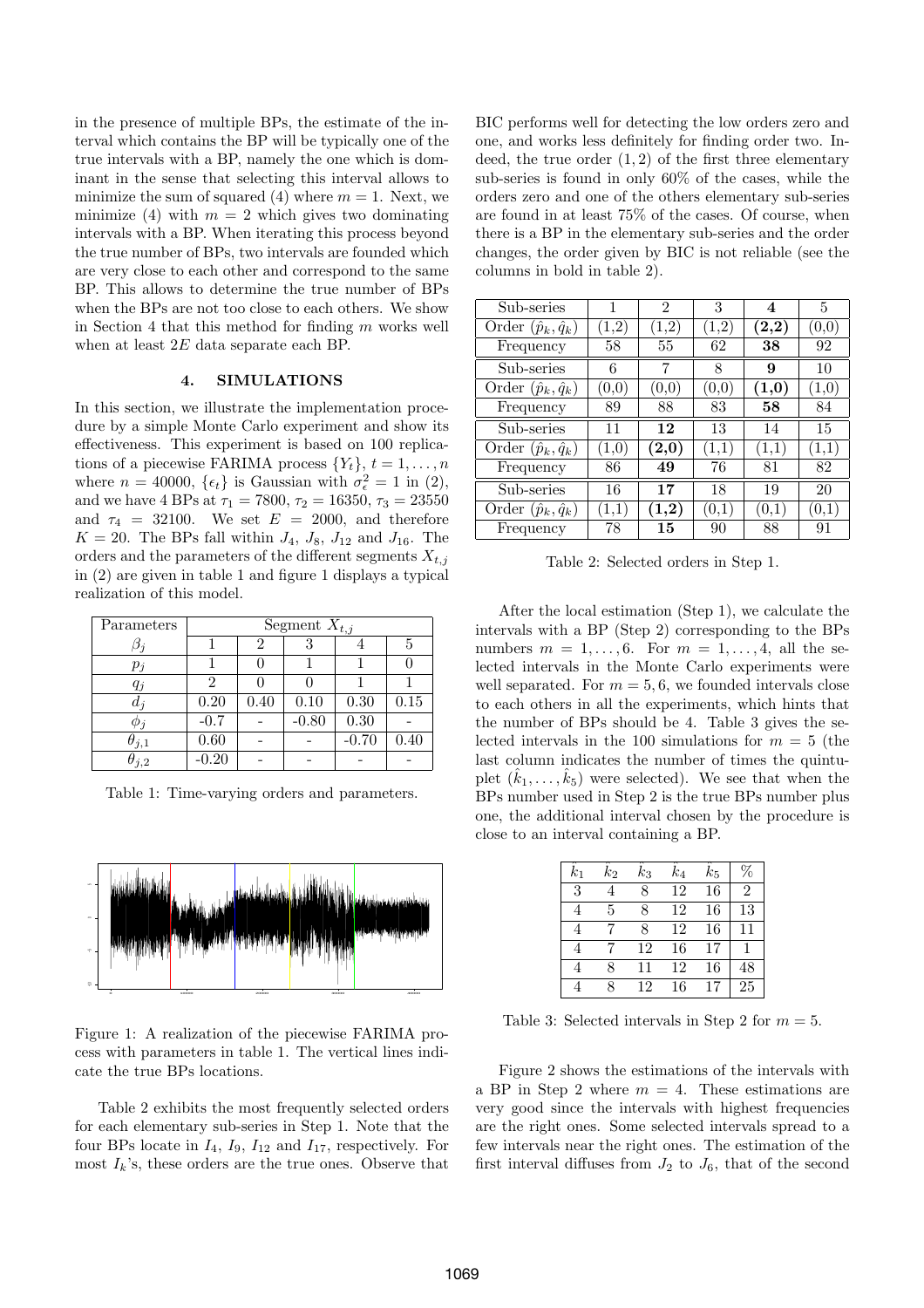in the presence of multiple BPs, the estimate of the interval which contains the BP will be typically one of the true intervals with a BP, namely the one which is dominant in the sense that selecting this interval allows to minimize the sum of squared (4) where $m = 1$. Next, we minimize (4) with $m = 2$ which gives two dominating intervals with a BP. When iterating this process beyond the true number of BPs, two intervals are founded which are very close to each other and correspond to the same BP. This allows to determine the true number of BPs when the BPs are not too close to each others. We show in Section 4 that this method for finding $m$ works well when at least $2E$ data separate each BP.

## 4. SIMULATIONS

In this section, we illustrate the implementation procedure by a simple Monte Carlo experiment and show its effectiveness. This experiment is based on 100 replications of a piecewise FARIMA process $\{Y_t\}$, $t = 1, \ldots, n$ where $n = 40000$, $\{\epsilon_t\}$ is Gaussian with $\sigma_\epsilon^2 = 1$ in (2), and we have 4 BPs at $\tau_1 = 7800$, $\tau_2 = 16350$, $\tau_3 = 23550$ and $\tau_4 = 32100$. We set $E = 2000$, and therefore $K = 20$. The BPs fall within $J_4$, $J_8$, $J_{12}$ and $J_{16}$. The orders and the parameters of the different segments $X_{t,j}$ in (2) are given in table 1 and figure 1 displays a typical realization of this model.

| Parameters | Segment $X_{t,j}$ | | | | |
|---|---|---|---|---|---|
| $\beta_j$ | 1 | 2 | 3 | 4 | 5 |
| $p_j$ | 1 | 0 | 1 | 1 | 0 |
| $q_j$ | 2 | 0 | 0 | 1 | 1 |
| $d_j$ | 0.20 | 0.40 | 0.10 | 0.30 | 0.15 |
| $\phi_j$ | -0.7 | - | -0.80 | 0.30 | - |
| $\theta_{j,1}$ | 0.60 | - | - | -0.70 | 0.40 |
| $\theta_{j,2}$ | -0.20 | - | - | - | - |

Table 1: Time-varying orders and parameters.

Figure 1: A realization of the piecewise FARIMA process with parameters in table 1. The vertical lines indicate the true BPs locations.

Table 2 exhibits the most frequently selected orders for each elementary sub-series in Step 1. Note that the four BPs locate in $I_4$, $I_9$, $I_{12}$ and $I_{17}$, respectively. For most $I_k$'s, these orders are the true ones. Observe that BIC performs well for detecting the low orders zero and one, and works less definitely for finding order two. Indeed, the true order $(1, 2)$ of the first three elementary sub-series is found in only 60% of the cases, while the orders zero and one of the others elementary sub-series are found in at least 75% of the cases. Of course, when there is a BP in the elementary sub-series and the order changes, the order given by BIC is not reliable (see the columns in bold in table 2).

| Sub-series | 1 | 2 | 3 | **4** | 5 |
|---|---|---|---|---|---|
| Order $(\hat{p}_k, \hat{q}_k)$ | (1,2) | (1,2) | (1,2) | **(2,2)** | (0,0) |
| Frequency | 58 | 55 | 62 | **38** | 92 |
| Sub-series | 6 | 7 | 8 | **9** | 10 |
| Order $(\hat{p}_k, \hat{q}_k)$ | (0,0) | (0,0) | (0,0) | **(1,0)** | (1,0) |
| Frequency | 89 | 88 | 83 | **58** | 84 |
| Sub-series | 11 | **12** | 13 | 14 | 15 |
| Order $(\hat{p}_k, \hat{q}_k)$ | (1,0) | **(2,0)** | (1,1) | (1,1) | (1,1) |
| Frequency | 86 | **49** | 76 | 81 | 82 |
| Sub-series | 16 | **17** | 18 | 19 | 20 |
| Order $(\hat{p}_k, \hat{q}_k)$ | (1,1) | **(1,2)** | (0,1) | (0,1) | (0,1) |
| Frequency | 78 | **15** | 90 | 88 | 91 |

Table 2: Selected orders in Step 1.

After the local estimation (Step 1), we calculate the intervals with a BP (Step 2) corresponding to the BPs numbers $m = 1, \ldots, 6$. For $m = 1, \ldots, 4$, all the selected intervals in the Monte Carlo experiments were well separated. For $m = 5, 6$, we founded intervals close to each others in all the experiments, which hints that the number of BPs should be 4. Table 3 gives the selected intervals in the 100 simulations for $m = 5$ (the last column indicates the number of times the quintuplet $(\hat{k}_1, \ldots, \hat{k}_5)$ were selected). We see that when the BPs number used in Step 2 is the true BPs number plus one, the additional interval chosen by the procedure is close to an interval containing a BP.

| $\hat{k}_1$ | $\hat{k}_2$ | $\hat{k}_3$ | $\hat{k}_4$ | $\hat{k}_5$ | % |
|---|---|---|---|---|---|
| 3 | 4 | 8 | 12 | 16 | 2 |
| 4 | 5 | 8 | 12 | 16 | 13 |
| 4 | 7 | 8 | 12 | 16 | 11 |
| 4 | 7 | 12 | 16 | 17 | 1 |
| 4 | 8 | 11 | 12 | 16 | 48 |
| 4 | 8 | 12 | 16 | 17 | 25 |

Table 3: Selected intervals in Step 2 for $m = 5$.

Figure 2 shows the estimations of the intervals with a BP in Step 2 where $m = 4$. These estimations are very good since the intervals with highest frequencies are the right ones. Some selected intervals spread to a few intervals near the right ones. The estimation of the first interval diffuses from $J_2$ to $J_6$, that of the second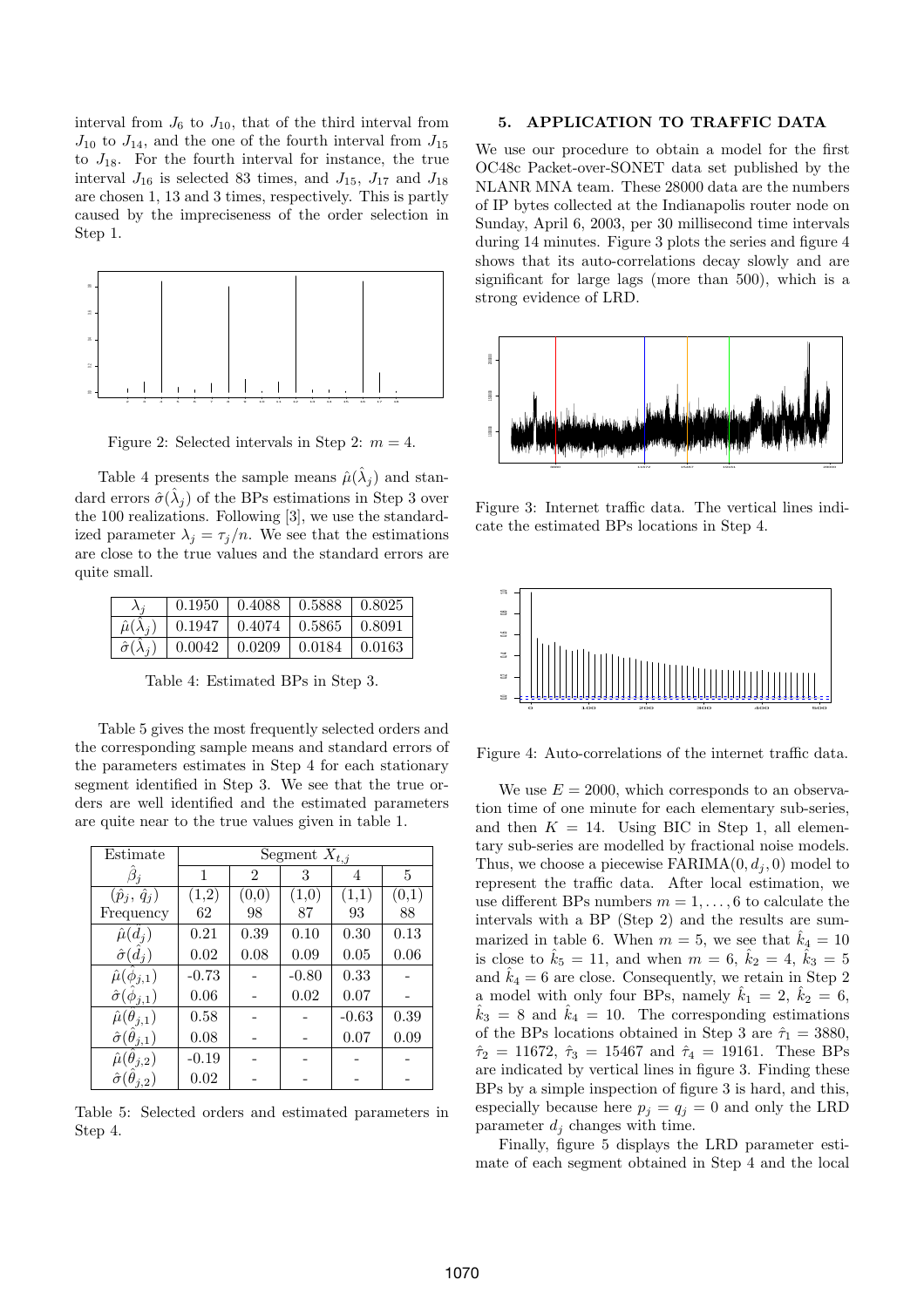interval from $J_6$ to $J_{10}$, that of the third interval from $J_{10}$ to $J_{14}$, and the one of the fourth interval from $J_{15}$ to $J_{18}$. For the fourth interval for instance, the true interval $J_{16}$ is selected 83 times, and $J_{15}$, $J_{17}$ and $J_{18}$ are chosen 1, 13 and 3 times, respectively. This is partly caused by the impreciseness of the order selection in Step 1.

Figure 2: Selected intervals in Step 2: $m = 4$.

Table 4 presents the sample means $\hat{\mu}(\hat{\lambda}_j)$ and standard errors $\hat{\sigma}(\hat{\lambda}_j)$ of the BPs estimations in Step 3 over the 100 realizations. Following [3], we use the standardized parameter $\lambda_j = \tau_j/n$. We see that the estimations are close to the true values and the standard errors are quite small.

| $\lambda_j$ | 0.1950 | 0.4088 | 0.5888 | 0.8025 |
|---|---|---|---|---|
| $\hat{\mu}(\hat{\lambda}_j)$ | 0.1947 | 0.4074 | 0.5865 | 0.8091 |
| $\hat{\sigma}(\hat{\lambda}_j)$ | 0.0042 | 0.0209 | 0.0184 | 0.0163 |

Table 4: Estimated BPs in Step 3.

Table 5 gives the most frequently selected orders and the corresponding sample means and standard errors of the parameters estimates in Step 4 for each stationary segment identified in Step 3. We see that the true orders are well identified and the estimated parameters are quite near to the true values given in table 1.

| Estimate | Segment $X_{t,j}$ | | | | |
|---|---|---|---|---|---|
| $\hat{\beta}_j$ | 1 | 2 | 3 | 4 | 5 |
| $(\hat{p}_j, \hat{q}_j)$ | (1,2) | (0,0) | (1,0) | (1,1) | (0,1) |
| Frequency | 62 | 98 | 87 | 93 | 88 |
| $\hat{\mu}(\hat{d}_j)$ | 0.21 | 0.39 | 0.10 | 0.30 | 0.13 |
| $\hat{\sigma}(\hat{d}_j)$ | 0.02 | 0.08 | 0.09 | 0.05 | 0.06 |
| $\hat{\mu}(\hat{\phi}_{j,1})$ | -0.73 | - | -0.80 | 0.33 | - |
| $\hat{\sigma}(\hat{\phi}_{j,1})$ | 0.06 | - | 0.02 | 0.07 | - |
| $\hat{\mu}(\hat{\theta}_{j,1})$ | 0.58 | - | - | -0.63 | 0.39 |
| $\hat{\sigma}(\hat{\theta}_{j,1})$ | 0.08 | - | - | 0.07 | 0.09 |
| $\hat{\mu}(\hat{\theta}_{j,2})$ | -0.19 | - | - | - | - |
| $\hat{\sigma}(\hat{\theta}_{j,2})$ | 0.02 | - | - | - | - |

Table 5: Selected orders and estimated parameters in Step 4.

## 5. APPLICATION TO TRAFFIC DATA

We use our procedure to obtain a model for the first OC48c Packet-over-SONET data set published by the NLANR MNA team. These 28000 data are the numbers of IP bytes collected at the Indianapolis router node on Sunday, April 6, 2003, per 30 millisecond time intervals during 14 minutes. Figure 3 plots the series and figure 4 shows that its auto-correlations decay slowly and are significant for large lags (more than 500), which is a strong evidence of LRD.

Figure 3: Internet traffic data. The vertical lines indicate the estimated BPs locations in Step 4.

Figure 4: Auto-correlations of the internet traffic data.

We use $E = 2000$, which corresponds to an observation time of one minute for each elementary sub-series, and then $K = 14$. Using BIC in Step 1, all elementary sub-series are modelled by fractional noise models. Thus, we choose a piecewise FARIMA$(0, d_j, 0)$ model to represent the traffic data. After local estimation, we use different BPs numbers $m = 1, \ldots, 6$ to calculate the intervals with a BP (Step 2) and the results are summarized in table 6. When $m = 5$, we see that $\hat{k}_4 = 10$ is close to $\hat{k}_5 = 11$, and when $m = 6$, $\hat{k}_2 = 4$, $\hat{k}_3 = 5$ and $\hat{k}_4 = 6$ are close. Consequently, we retain in Step 2 a model with only four BPs, namely $\hat{k}_1 = 2$, $\hat{k}_2 = 6$, $\hat{k}_3 = 8$ and $\hat{k}_4 = 10$. The corresponding estimations of the BPs locations obtained in Step 3 are $\hat{\tau}_1 = 3880$, $\hat{\tau}_2 = 11672$, $\hat{\tau}_3 = 15467$ and $\hat{\tau}_4 = 19161$. These BPs are indicated by vertical lines in figure 3. Finding these BPs by a simple inspection of figure 3 is hard, and this, especially because here $p_j = q_j = 0$ and only the LRD parameter $d_j$ changes with time.

Finally, figure 5 displays the LRD parameter estimate of each segment obtained in Step 4 and the local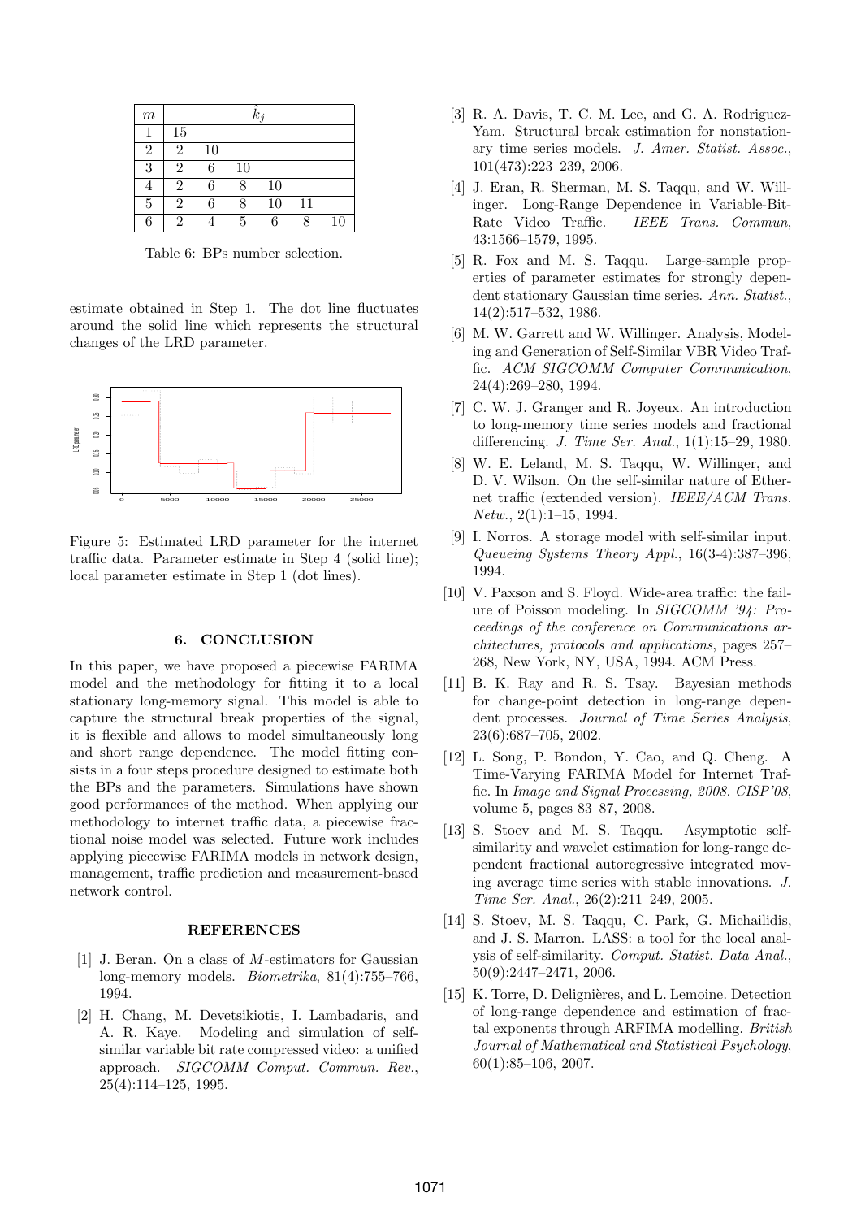| $m$ | $\hat{k}_j$ | | | | | |
|---|---|---|---|---|---|---|
| 1 | 15 | | | | | |
| 2 | 2 | 10 | | | | |
| 3 | 2 | 6 | 10 | | | |
| 4 | 2 | 6 | 8 | 10 | | |
| 5 | 2 | 6 | 8 | 10 | 11 | |
| 6 | 2 | 4 | 5 | 6 | 8 | 10 |

Table 6: BPs number selection.

estimate obtained in Step 1. The dot line fluctuates around the solid line which represents the structural changes of the LRD parameter.

LRD parameter

0.05 0.10 0.15 0.20 0.25 0.30

0 5000 10000 15000 20000 25000

Figure 5: Estimated LRD parameter for the internet traffic data. Parameter estimate in Step 4 (solid line); local parameter estimate in Step 1 (dot lines).

## 6. CONCLUSION

In this paper, we have proposed a piecewise FARIMA model and the methodology for fitting it to a local stationary long-memory signal. This model is able to capture the structural break properties of the signal, it is flexible and allows to model simultaneously long and short range dependence. The model fitting consists in a four steps procedure designed to estimate both the BPs and the parameters. Simulations have shown good performances of the method. When applying our methodology to internet traffic data, a piecewise fractional noise model was selected. Future work includes applying piecewise FARIMA models in network design, management, traffic prediction and measurement-based network control.

## REFERENCES

[1] J. Beran. On a class of $M$-estimators for Gaussian long-memory models. *Biometrika*, 81(4):755–766, 1994.

[2] H. Chang, M. Devetsikiotis, I. Lambadaris, and A. R. Kaye. Modeling and simulation of self-similar variable bit rate compressed video: a unified approach. *SIGCOMM Comput. Commun. Rev.*, 25(4):114–125, 1995.

[3] R. A. Davis, T. C. M. Lee, and G. A. Rodriguez-Yam. Structural break estimation for nonstationary time series models. *J. Amer. Statist. Assoc.*, 101(473):223–239, 2006.

[4] J. Eran, R. Sherman, M. S. Taqqu, and W. Willinger. Long-Range Dependence in Variable-Bit-Rate Video Traffic. *IEEE Trans. Commun*, 43:1566–1579, 1995.

[5] R. Fox and M. S. Taqqu. Large-sample properties of parameter estimates for strongly dependent stationary Gaussian time series. *Ann. Statist.*, 14(2):517–532, 1986.

[6] M. W. Garrett and W. Willinger. Analysis, Modeling and Generation of Self-Similar VBR Video Traffic. *ACM SIGCOMM Computer Communication*, 24(4):269–280, 1994.

[7] C. W. J. Granger and R. Joyeux. An introduction to long-memory time series models and fractional differencing. *J. Time Ser. Anal.*, 1(1):15–29, 1980.

[8] W. E. Leland, M. S. Taqqu, W. Willinger, and D. V. Wilson. On the self-similar nature of Ethernet traffic (extended version). *IEEE/ACM Trans. Netw.*, 2(1):1–15, 1994.

[9] I. Norros. A storage model with self-similar input. *Queueing Systems Theory Appl.*, 16(3-4):387–396, 1994.

[10] V. Paxson and S. Floyd. Wide-area traffic: the failure of Poisson modeling. In *SIGCOMM '94: Proceedings of the conference on Communications architectures, protocols and applications*, pages 257–268, New York, NY, USA, 1994. ACM Press.

[11] B. K. Ray and R. S. Tsay. Bayesian methods for change-point detection in long-range dependent processes. *Journal of Time Series Analysis*, 23(6):687–705, 2002.

[12] L. Song, P. Bondon, Y. Cao, and Q. Cheng. A Time-Varying FARIMA Model for Internet Traffic. In *Image and Signal Processing, 2008. CISP'08*, volume 5, pages 83–87, 2008.

[13] S. Stoev and M. S. Taqqu. Asymptotic self-similarity and wavelet estimation for long-range dependent fractional autoregressive integrated moving average time series with stable innovations. *J. Time Ser. Anal.*, 26(2):211–249, 2005.

[14] S. Stoev, M. S. Taqqu, C. Park, G. Michailidis, and J. S. Marron. LASS: a tool for the local analysis of self-similarity. *Comput. Statist. Data Anal.*, 50(9):2447–2471, 2006.

[15] K. Torre, D. Delignières, and L. Lemoine. Detection of long-range dependence and estimation of fractal exponents through ARFIMA modelling. *British Journal of Mathematical and Statistical Psychology*, 60(1):85–106, 2007.